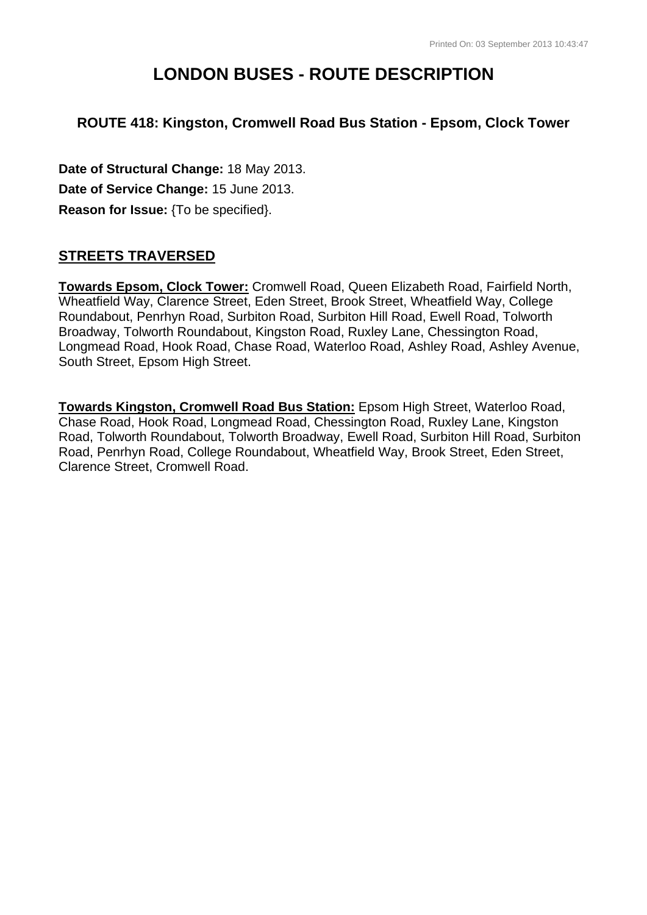# LONDON BUSES - ROUTE DESCRIPTION

### ROUTE 418: Kingston, Cromwell Road Bus Station - Epsom, Clock Tower

**Date of Structural Change:** 18 May 2013.

**Date of Service Change:** 15 June 2013.

**Reason for Issue:** {To be specified}.

## STREETS TRAVERSED

**Towards Epsom, Clock Tower:** Cromwell Road, Queen Elizabeth Road, Fairfield North, Wheatfield Way, Clarence Street, Eden Street, Brook Street, Wheatfield Way, College Roundabout, Penrhyn Road, Surbiton Road, Surbiton Hill Road, Ewell Road, Tolworth Broadway, Tolworth Roundabout, Kingston Road, Ruxley Lane, Chessington Road, Longmead Road, Hook Road, Chase Road, Waterloo Road, Ashley Road, Ashley Avenue, South Street, Epsom High Street.

**Towards Kingston, Cromwell Road Bus Station:** Epsom High Street, Waterloo Road, Chase Road, Hook Road, Longmead Road, Chessington Road, Ruxley Lane, Kingston Road, Tolworth Roundabout, Tolworth Broadway, Ewell Road, Surbiton Hill Road, Surbiton Road, Penrhyn Road, College Roundabout, Wheatfield Way, Brook Street, Eden Street, Clarence Street, Cromwell Road.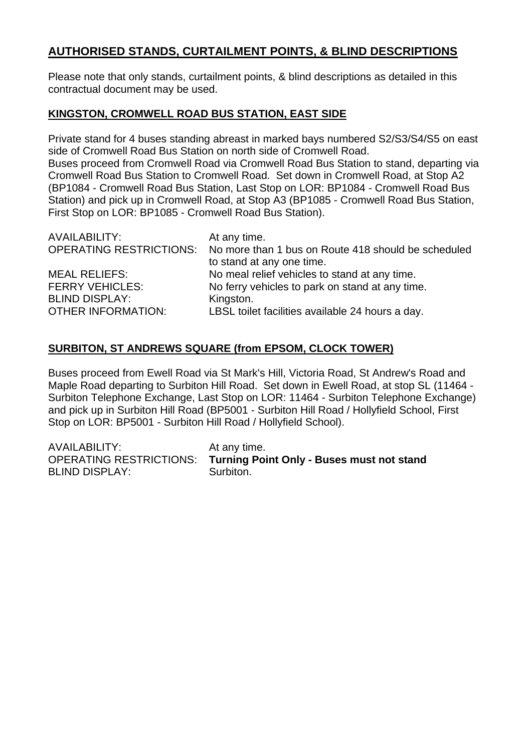## AUTHORISED STANDS, CURTAILMENT POINTS, & BLIND DESCRIPTIONS

Please note that only stands, curtailment points, & blind descriptions as detailed in this contractual document may be used.

### KINGSTON, CROMWELL ROAD BUS STATION, EAST SIDE

Private stand for 4 buses standing abreast in marked bays numbered S2/S3/S4/S5 on east side of Cromwell Road Bus Station on north side of Cromwell Road.
Buses proceed from Cromwell Road via Cromwell Road Bus Station to stand, departing via Cromwell Road Bus Station to Cromwell Road. Set down in Cromwell Road, at Stop A2 (BP1084 - Cromwell Road Bus Station, Last Stop on LOR: BP1084 - Cromwell Road Bus Station) and pick up in Cromwell Road, at Stop A3 (BP1085 - Cromwell Road Bus Station, First Stop on LOR: BP1085 - Cromwell Road Bus Station).

| | |
|---|---|
| AVAILABILITY: | At any time. |
| OPERATING RESTRICTIONS: | No more than 1 bus on Route 418 should be scheduled to stand at any one time. |
| MEAL RELIEFS: | No meal relief vehicles to stand at any time. |
| FERRY VEHICLES: | No ferry vehicles to park on stand at any time. |
| BLIND DISPLAY: | Kingston. |
| OTHER INFORMATION: | LBSL toilet facilities available 24 hours a day. |

### SURBITON, ST ANDREWS SQUARE (from EPSOM, CLOCK TOWER)

Buses proceed from Ewell Road via St Mark's Hill, Victoria Road, St Andrew's Road and Maple Road departing to Surbiton Hill Road. Set down in Ewell Road, at stop SL (11464 - Surbiton Telephone Exchange, Last Stop on LOR: 11464 - Surbiton Telephone Exchange) and pick up in Surbiton Hill Road (BP5001 - Surbiton Hill Road / Hollyfield School, First Stop on LOR: BP5001 - Surbiton Hill Road / Hollyfield School).

| | |
|---|---|
| AVAILABILITY: | At any time. |
| OPERATING RESTRICTIONS: | **Turning Point Only - Buses must not stand** |
| BLIND DISPLAY: | Surbiton. |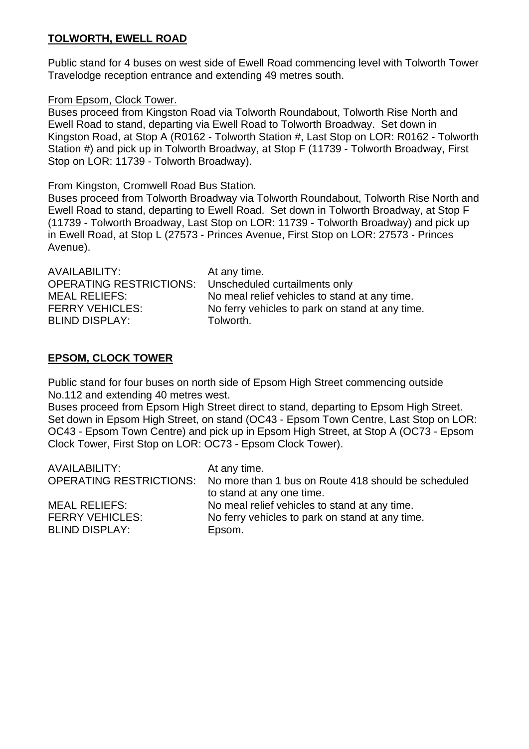## TOLWORTH, EWELL ROAD

Public stand for 4 buses on west side of Ewell Road commencing level with Tolworth Tower Travelodge reception entrance and extending 49 metres south.

From Epsom, Clock Tower.

Buses proceed from Kingston Road via Tolworth Roundabout, Tolworth Rise North and Ewell Road to stand, departing via Ewell Road to Tolworth Broadway. Set down in Kingston Road, at Stop A (R0162 - Tolworth Station #, Last Stop on LOR: R0162 - Tolworth Station #) and pick up in Tolworth Broadway, at Stop F (11739 - Tolworth Broadway, First Stop on LOR: 11739 - Tolworth Broadway).

From Kingston, Cromwell Road Bus Station.

Buses proceed from Tolworth Broadway via Tolworth Roundabout, Tolworth Rise North and Ewell Road to stand, departing to Ewell Road. Set down in Tolworth Broadway, at Stop F (11739 - Tolworth Broadway, Last Stop on LOR: 11739 - Tolworth Broadway) and pick up in Ewell Road, at Stop L (27573 - Princes Avenue, First Stop on LOR: 27573 - Princes Avenue).

| | |
|---|---|
| AVAILABILITY: | At any time. |
| OPERATING RESTRICTIONS: | Unscheduled curtailments only |
| MEAL RELIEFS: | No meal relief vehicles to stand at any time. |
| FERRY VEHICLES: | No ferry vehicles to park on stand at any time. |
| BLIND DISPLAY: | Tolworth. |

## EPSOM, CLOCK TOWER

Public stand for four buses on north side of Epsom High Street commencing outside No.112 and extending 40 metres west.

Buses proceed from Epsom High Street direct to stand, departing to Epsom High Street. Set down in Epsom High Street, on stand (OC43 - Epsom Town Centre, Last Stop on LOR: OC43 - Epsom Town Centre) and pick up in Epsom High Street, at Stop A (OC73 - Epsom Clock Tower, First Stop on LOR: OC73 - Epsom Clock Tower).

| | |
|---|---|
| AVAILABILITY: | At any time. |
| OPERATING RESTRICTIONS: | No more than 1 bus on Route 418 should be scheduled to stand at any one time. |
| MEAL RELIEFS: | No meal relief vehicles to stand at any time. |
| FERRY VEHICLES: | No ferry vehicles to park on stand at any time. |
| BLIND DISPLAY: | Epsom. |